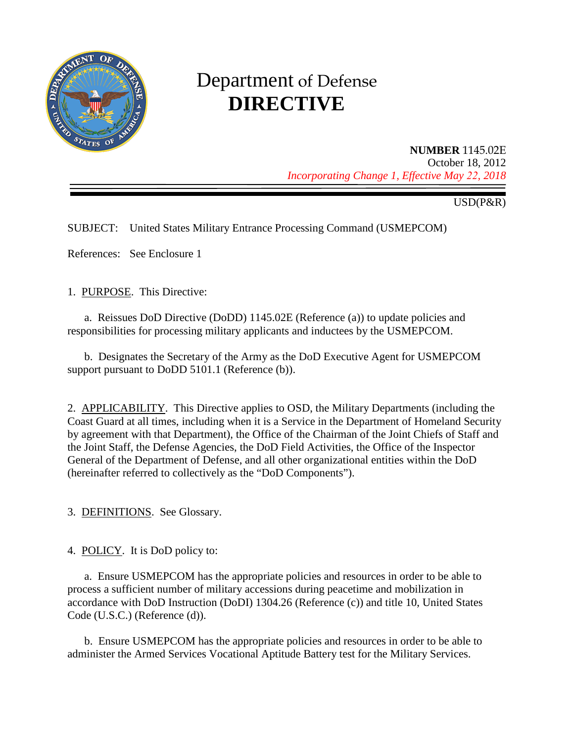# Department of Defense
# DIRECTIVE

**NUMBER** 1145.02E
October 18, 2012
*Incorporating Change 1, Effective May 22, 2018*

USD(P&R)

SUBJECT: United States Military Entrance Processing Command (USMEPCOM)

References: See Enclosure 1

1. PURPOSE. This Directive:

   a. Reissues DoD Directive (DoDD) 1145.02E (Reference (a)) to update policies and responsibilities for processing military applicants and inductees by the USMEPCOM.

   b. Designates the Secretary of the Army as the DoD Executive Agent for USMEPCOM support pursuant to DoDD 5101.1 (Reference (b)).

2. APPLICABILITY. This Directive applies to OSD, the Military Departments (including the Coast Guard at all times, including when it is a Service in the Department of Homeland Security by agreement with that Department), the Office of the Chairman of the Joint Chiefs of Staff and the Joint Staff, the Defense Agencies, the DoD Field Activities, the Office of the Inspector General of the Department of Defense, and all other organizational entities within the DoD (hereinafter referred to collectively as the "DoD Components").

3. DEFINITIONS. See Glossary.

4. POLICY. It is DoD policy to:

   a. Ensure USMEPCOM has the appropriate policies and resources in order to be able to process a sufficient number of military accessions during peacetime and mobilization in accordance with DoD Instruction (DoDI) 1304.26 (Reference (c)) and title 10, United States Code (U.S.C.) (Reference (d)).

   b. Ensure USMEPCOM has the appropriate policies and resources in order to be able to administer the Armed Services Vocational Aptitude Battery test for the Military Services.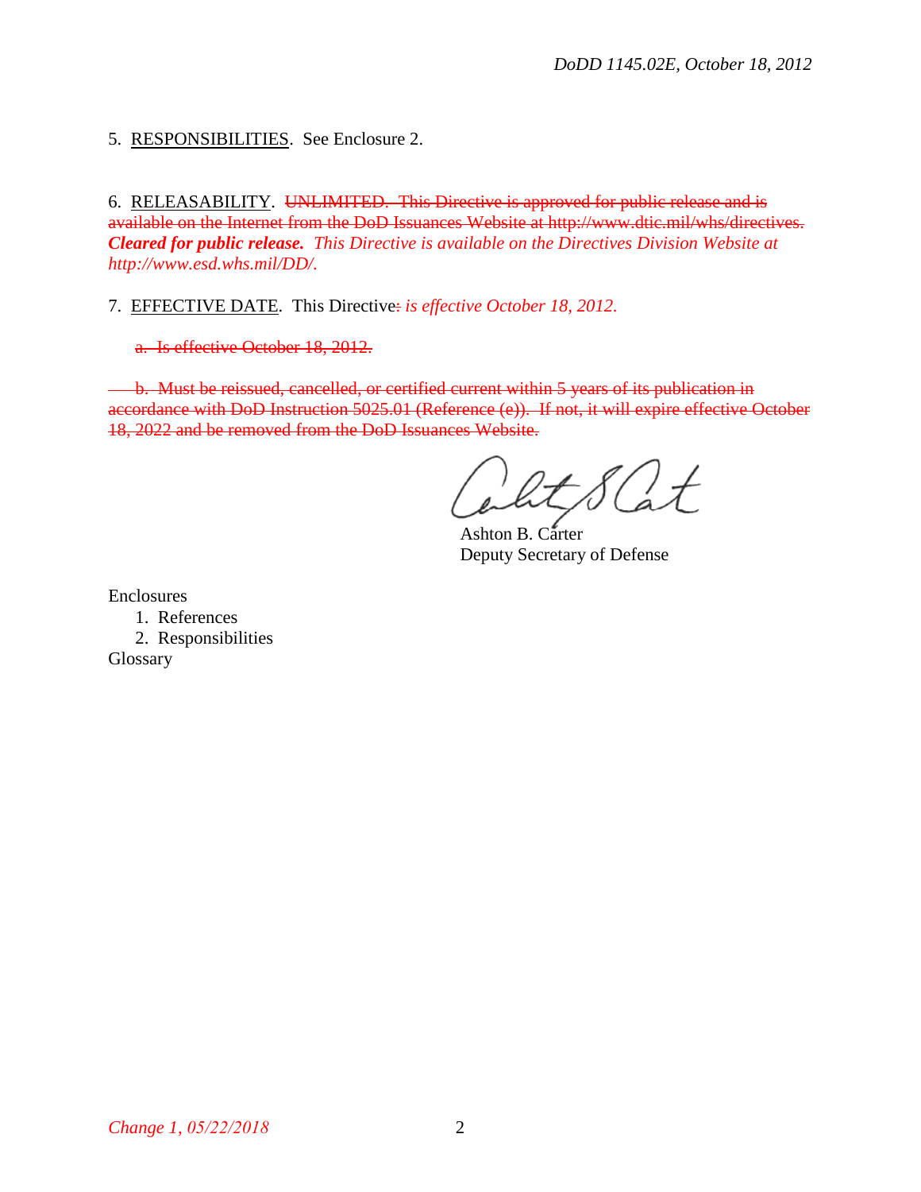5. RESPONSIBILITIES. See Enclosure 2.

6. RELEASABILITY. ~~UNLIMITED. This Directive is approved for public release and is available on the Internet from the DoD Issuances Website at http://www.dtic.mil/whs/directives.~~ ***Cleared for public release.*** *This Directive is available on the Directives Division Website at http://www.esd.whs.mil/DD/.*

7. EFFECTIVE DATE. This Directive~~:~~ *is effective October 18, 2012.*

~~a. Is effective October 18, 2012.~~

~~b. Must be reissued, cancelled, or certified current within 5 years of its publication in accordance with DoD Instruction 5025.01 (Reference (e)). If not, it will expire effective October 18, 2022 and be removed from the DoD Issuances Website.~~

Ashton B. Carter
Deputy Secretary of Defense

Enclosures
1. References
2. Responsibilities
Glossary

*Change 1, 05/22/2018*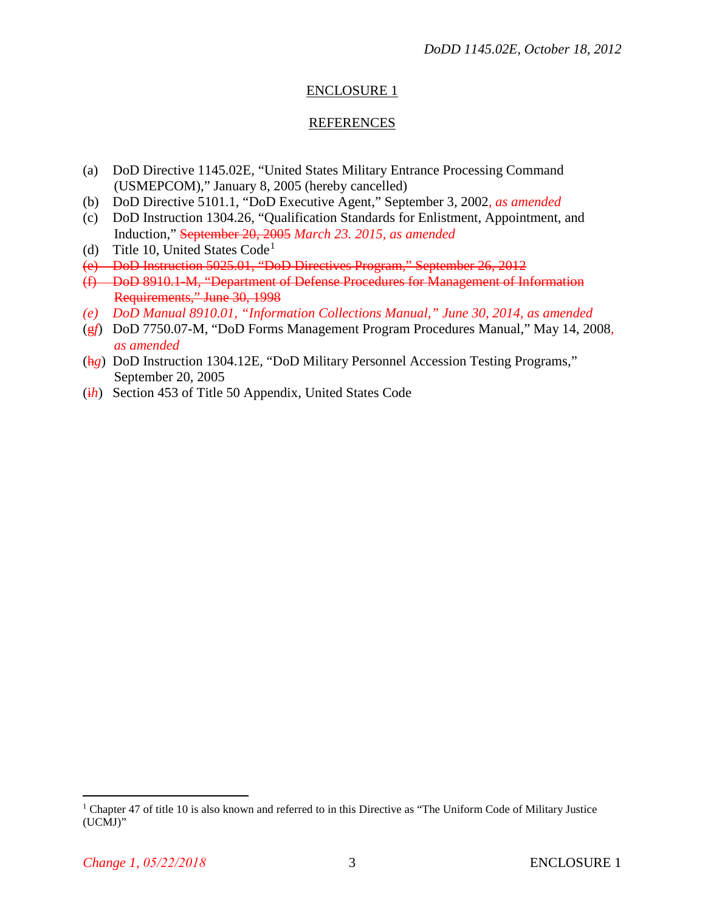## ENCLOSURE 1

## REFERENCES

(a) DoD Directive 1145.02E, "United States Military Entrance Processing Command (USMEPCOM)," January 8, 2005 (hereby cancelled)

(b) DoD Directive 5101.1, "DoD Executive Agent," September 3, 2002*, as amended*

(c) DoD Instruction 1304.26, "Qualification Standards for Enlistment, Appointment, and Induction," ~~September 20, 2005~~ *March 23. 2015, as amended*

(d) Title 10, United States Code[1]

~~(e) DoD Instruction 5025.01, "DoD Directives Program," September 26, 2012~~

~~(f) DoD 8910.1-M, "Department of Defense Procedures for Management of Information Requirements," June 30, 1998~~

*(e) DoD Manual 8910.01, "Information Collections Manual," June 30, 2014, as amended*

(~~g~~*f*) DoD 7750.07-M, "DoD Forms Management Program Procedures Manual," May 14, 2008*, as amended*

(~~h~~*g*) DoD Instruction 1304.12E, "DoD Military Personnel Accession Testing Programs," September 20, 2005

(~~i~~*h*) Section 453 of Title 50 Appendix, United States Code

---

[1] Chapter 47 of title 10 is also known and referred to in this Directive as "The Uniform Code of Military Justice (UCMJ)"

*Change 1, 05/22/2018*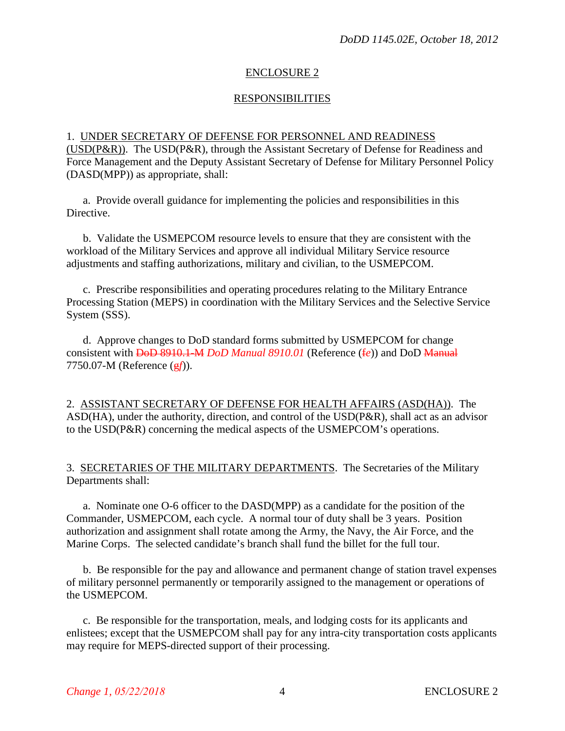ENCLOSURE 2

RESPONSIBILITIES

1. UNDER SECRETARY OF DEFENSE FOR PERSONNEL AND READINESS (USD(P&R)). The USD(P&R), through the Assistant Secretary of Defense for Readiness and Force Management and the Deputy Assistant Secretary of Defense for Military Personnel Policy (DASD(MPP)) as appropriate, shall:

a. Provide overall guidance for implementing the policies and responsibilities in this Directive.

b. Validate the USMEPCOM resource levels to ensure that they are consistent with the workload of the Military Services and approve all individual Military Service resource adjustments and staffing authorizations, military and civilian, to the USMEPCOM.

c. Prescribe responsibilities and operating procedures relating to the Military Entrance Processing Station (MEPS) in coordination with the Military Services and the Selective Service System (SSS).

d. Approve changes to DoD standard forms submitted by USMEPCOM for change consistent with ~~DoD 8910.1-M~~ *DoD Manual 8910.01* (Reference (~~f~~*e*)) and DoD ~~Manual~~ 7750.07-M (Reference (~~g~~*f*)).

2. ASSISTANT SECRETARY OF DEFENSE FOR HEALTH AFFAIRS (ASD(HA)). The ASD(HA), under the authority, direction, and control of the USD(P&R), shall act as an advisor to the USD(P&R) concerning the medical aspects of the USMEPCOM's operations.

3. SECRETARIES OF THE MILITARY DEPARTMENTS. The Secretaries of the Military Departments shall:

a. Nominate one O-6 officer to the DASD(MPP) as a candidate for the position of the Commander, USMEPCOM, each cycle. A normal tour of duty shall be 3 years. Position authorization and assignment shall rotate among the Army, the Navy, the Air Force, and the Marine Corps. The selected candidate's branch shall fund the billet for the full tour.

b. Be responsible for the pay and allowance and permanent change of station travel expenses of military personnel permanently or temporarily assigned to the management or operations of the USMEPCOM.

c. Be responsible for the transportation, meals, and lodging costs for its applicants and enlistees; except that the USMEPCOM shall pay for any intra-city transportation costs applicants may require for MEPS-directed support of their processing.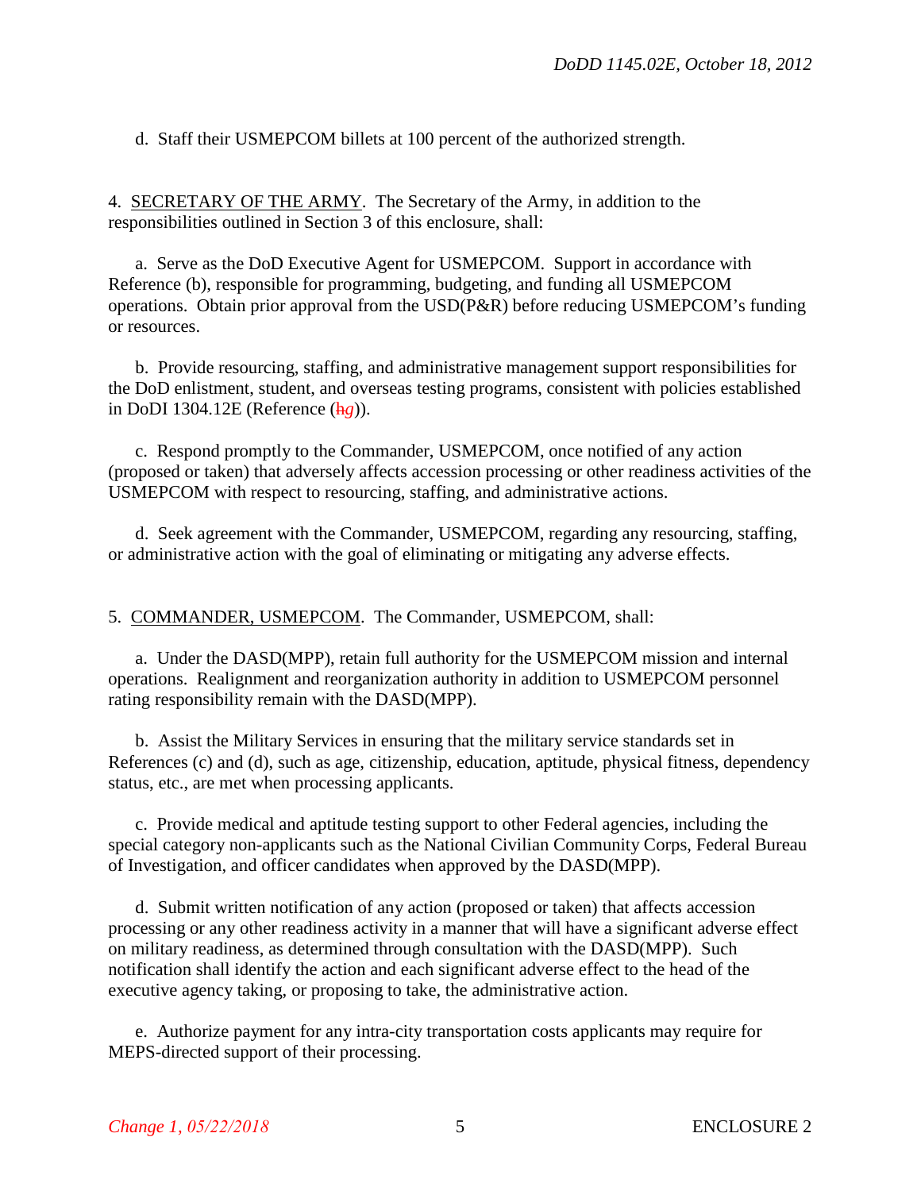d. Staff their USMEPCOM billets at 100 percent of the authorized strength.

4. SECRETARY OF THE ARMY. The Secretary of the Army, in addition to the responsibilities outlined in Section 3 of this enclosure, shall:

a. Serve as the DoD Executive Agent for USMEPCOM. Support in accordance with Reference (b), responsible for programming, budgeting, and funding all USMEPCOM operations. Obtain prior approval from the USD(P&R) before reducing USMEPCOM's funding or resources.

b. Provide resourcing, staffing, and administrative management support responsibilities for the DoD enlistment, student, and overseas testing programs, consistent with policies established in DoDI 1304.12E (Reference (~~h~~*g*)).

c. Respond promptly to the Commander, USMEPCOM, once notified of any action (proposed or taken) that adversely affects accession processing or other readiness activities of the USMEPCOM with respect to resourcing, staffing, and administrative actions.

d. Seek agreement with the Commander, USMEPCOM, regarding any resourcing, staffing, or administrative action with the goal of eliminating or mitigating any adverse effects.

5. COMMANDER, USMEPCOM. The Commander, USMEPCOM, shall:

a. Under the DASD(MPP), retain full authority for the USMEPCOM mission and internal operations. Realignment and reorganization authority in addition to USMEPCOM personnel rating responsibility remain with the DASD(MPP).

b. Assist the Military Services in ensuring that the military service standards set in References (c) and (d), such as age, citizenship, education, aptitude, physical fitness, dependency status, etc., are met when processing applicants.

c. Provide medical and aptitude testing support to other Federal agencies, including the special category non-applicants such as the National Civilian Community Corps, Federal Bureau of Investigation, and officer candidates when approved by the DASD(MPP).

d. Submit written notification of any action (proposed or taken) that affects accession processing or any other readiness activity in a manner that will have a significant adverse effect on military readiness, as determined through consultation with the DASD(MPP). Such notification shall identify the action and each significant adverse effect to the head of the executive agency taking, or proposing to take, the administrative action.

e. Authorize payment for any intra-city transportation costs applicants may require for MEPS-directed support of their processing.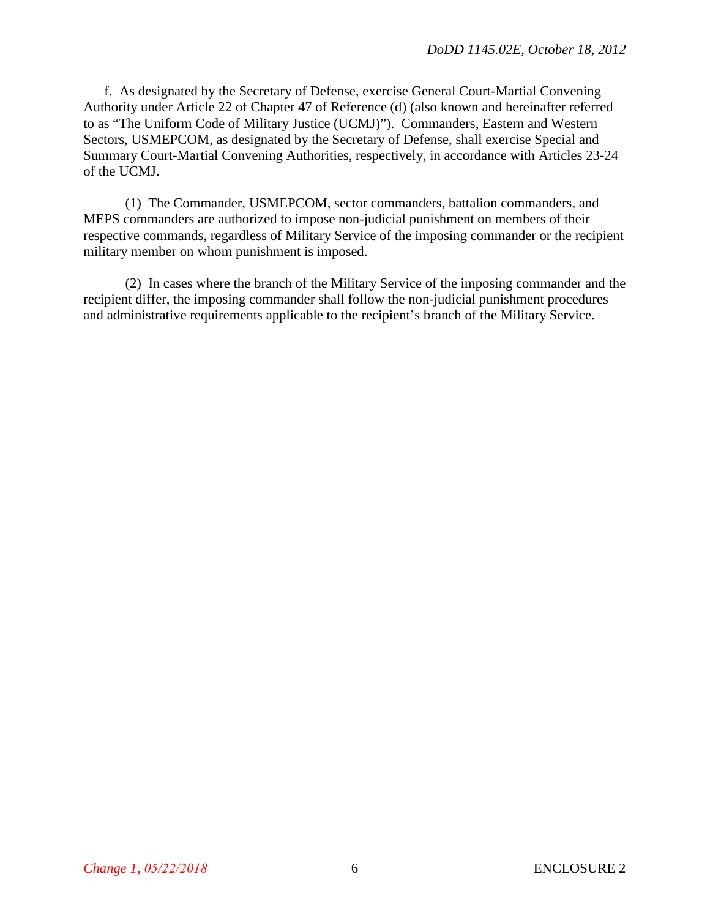f. As designated by the Secretary of Defense, exercise General Court-Martial Convening Authority under Article 22 of Chapter 47 of Reference (d) (also known and hereinafter referred to as "The Uniform Code of Military Justice (UCMJ)"). Commanders, Eastern and Western Sectors, USMEPCOM, as designated by the Secretary of Defense, shall exercise Special and Summary Court-Martial Convening Authorities, respectively, in accordance with Articles 23-24 of the UCMJ.

(1) The Commander, USMEPCOM, sector commanders, battalion commanders, and MEPS commanders are authorized to impose non-judicial punishment on members of their respective commands, regardless of Military Service of the imposing commander or the recipient military member on whom punishment is imposed.

(2) In cases where the branch of the Military Service of the imposing commander and the recipient differ, the imposing commander shall follow the non-judicial punishment procedures and administrative requirements applicable to the recipient's branch of the Military Service.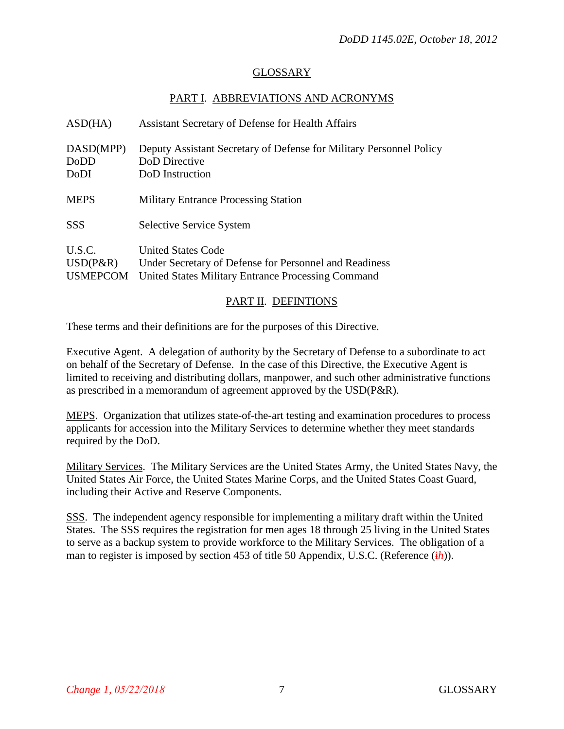## GLOSSARY

### PART I. ABBREVIATIONS AND ACRONYMS

| | |
|---|---|
| ASD(HA) | Assistant Secretary of Defense for Health Affairs |
| DASD(MPP) | Deputy Assistant Secretary of Defense for Military Personnel Policy |
| DoDD | DoD Directive |
| DoDI | DoD Instruction |
| MEPS | Military Entrance Processing Station |
| SSS | Selective Service System |
| U.S.C. | United States Code |
| USD(P&R) | Under Secretary of Defense for Personnel and Readiness |
| USMEPCOM | United States Military Entrance Processing Command |

### PART II. DEFINTIONS

These terms and their definitions are for the purposes of this Directive.

Executive Agent. A delegation of authority by the Secretary of Defense to a subordinate to act on behalf of the Secretary of Defense. In the case of this Directive, the Executive Agent is limited to receiving and distributing dollars, manpower, and such other administrative functions as prescribed in a memorandum of agreement approved by the USD(P&R).

MEPS. Organization that utilizes state-of-the-art testing and examination procedures to process applicants for accession into the Military Services to determine whether they meet standards required by the DoD.

Military Services. The Military Services are the United States Army, the United States Navy, the United States Air Force, the United States Marine Corps, and the United States Coast Guard, including their Active and Reserve Components.

SSS. The independent agency responsible for implementing a military draft within the United States. The SSS requires the registration for men ages 18 through 25 living in the United States to serve as a backup system to provide workforce to the Military Services. The obligation of a man to register is imposed by section 453 of title 50 Appendix, U.S.C. (Reference (~~i~~*h*)).

*Change 1, 05/22/2018*